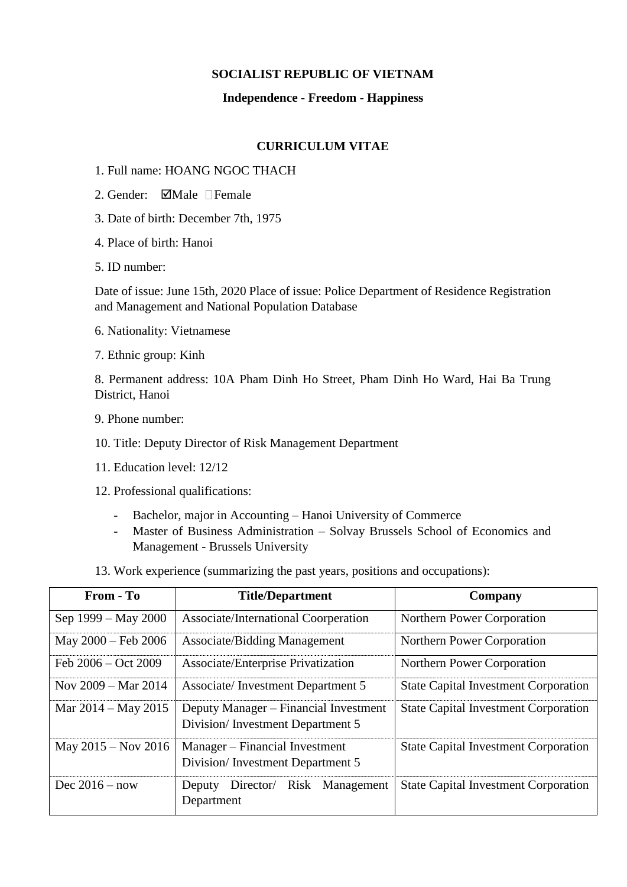**SOCIALIST REPUBLIC OF VIETNAM**

**Independence - Freedom - Happiness**

**CURRICULUM VITAE**

1. Full name: HOANG NGOC THACH

2. Gender: ☑Male ☐Female

3. Date of birth: December 7th, 1975

4. Place of birth: Hanoi

5. ID number:

Date of issue: June 15th, 2020 Place of issue: Police Department of Residence Registration and Management and National Population Database

6. Nationality: Vietnamese

7. Ethnic group: Kinh

8. Permanent address: 10A Pham Dinh Ho Street, Pham Dinh Ho Ward, Hai Ba Trung District, Hanoi

9. Phone number:

10. Title: Deputy Director of Risk Management Department

11. Education level: 12/12

12. Professional qualifications:

- Bachelor, major in Accounting – Hanoi University of Commerce
- Master of Business Administration – Solvay Brussels School of Economics and Management - Brussels University

13. Work experience (summarizing the past years, positions and occupations):

| From - To | Title/Department | Company |
|---|---|---|
| Sep 1999 – May 2000 | Associate/International Coorperation | Northern Power Corporation |
| May 2000 – Feb 2006 | Associate/Bidding Management | Northern Power Corporation |
| Feb 2006 – Oct 2009 | Associate/Enterprise Privatization | Northern Power Corporation |
| Nov 2009 – Mar 2014 | Associate/ Investment Department 5 | State Capital Investment Corporation |
| Mar 2014 – May 2015 | Deputy Manager – Financial Investment Division/ Investment Department 5 | State Capital Investment Corporation |
| May 2015 – Nov 2016 | Manager – Financial Investment Division/ Investment Department 5 | State Capital Investment Corporation |
| Dec 2016 – now | Deputy Director/ Risk Management Department | State Capital Investment Corporation |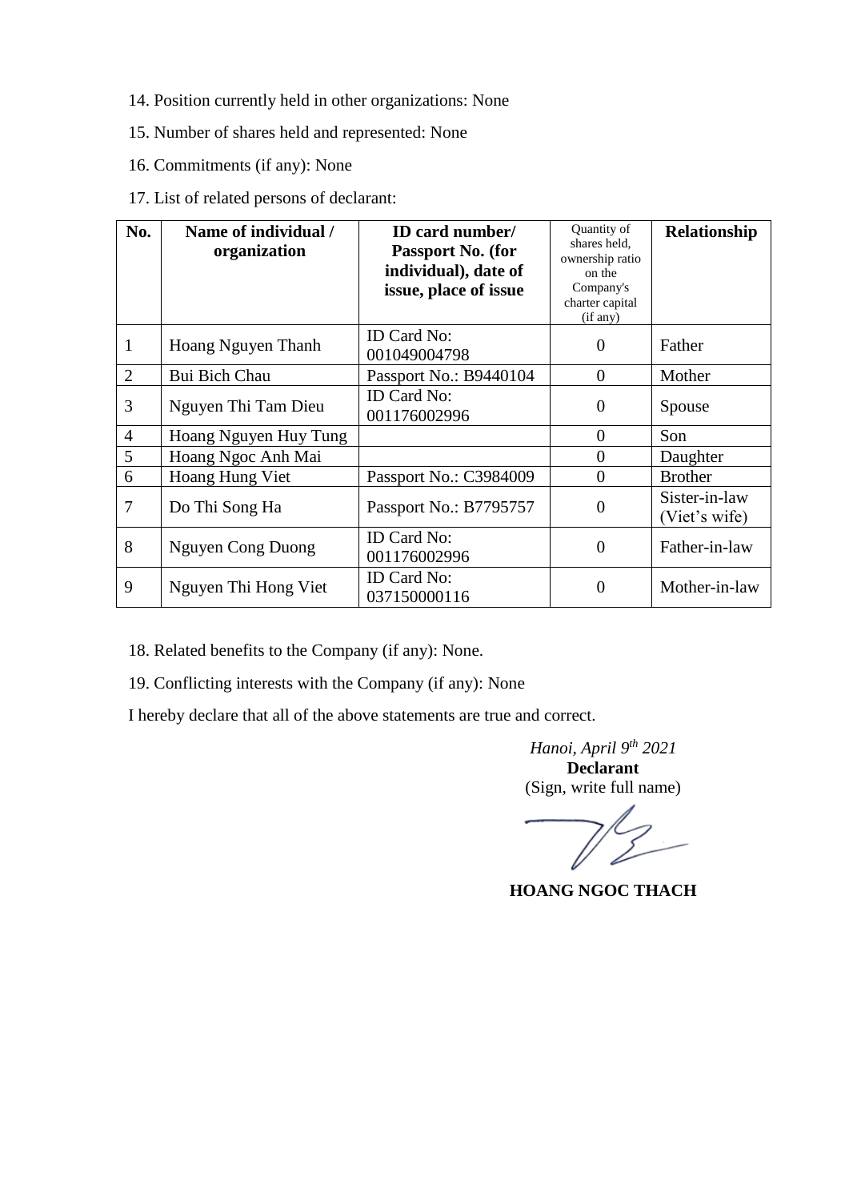14. Position currently held in other organizations: None

15. Number of shares held and represented: None

16. Commitments (if any): None

17. List of related persons of declarant:

| No. | Name of individual / organization | ID card number/ Passport No. (for individual), date of issue, place of issue | Quantity of shares held, ownership ratio on the Company's charter capital (if any) | Relationship |
|---|---|---|---|---|
| 1 | Hoang Nguyen Thanh | ID Card No: 001049004798 | 0 | Father |
| 2 | Bui Bich Chau | Passport No.: B9440104 | 0 | Mother |
| 3 | Nguyen Thi Tam Dieu | ID Card No: 001176002996 | 0 | Spouse |
| 4 | Hoang Nguyen Huy Tung | | 0 | Son |
| 5 | Hoang Ngoc Anh Mai | | 0 | Daughter |
| 6 | Hoang Hung Viet | Passport No.: C3984009 | 0 | Brother |
| 7 | Do Thi Song Ha | Passport No.: B7795757 | 0 | Sister-in-law (Viet's wife) |
| 8 | Nguyen Cong Duong | ID Card No: 001176002996 | 0 | Father-in-law |
| 9 | Nguyen Thi Hong Viet | ID Card No: 037150000116 | 0 | Mother-in-law |

18. Related benefits to the Company (if any): None.

19. Conflicting interests with the Company (if any): None

I hereby declare that all of the above statements are true and correct.

*Hanoi, April 9th 2021*

**Declarant**

(Sign, write full name)

**HOANG NGOC THACH**